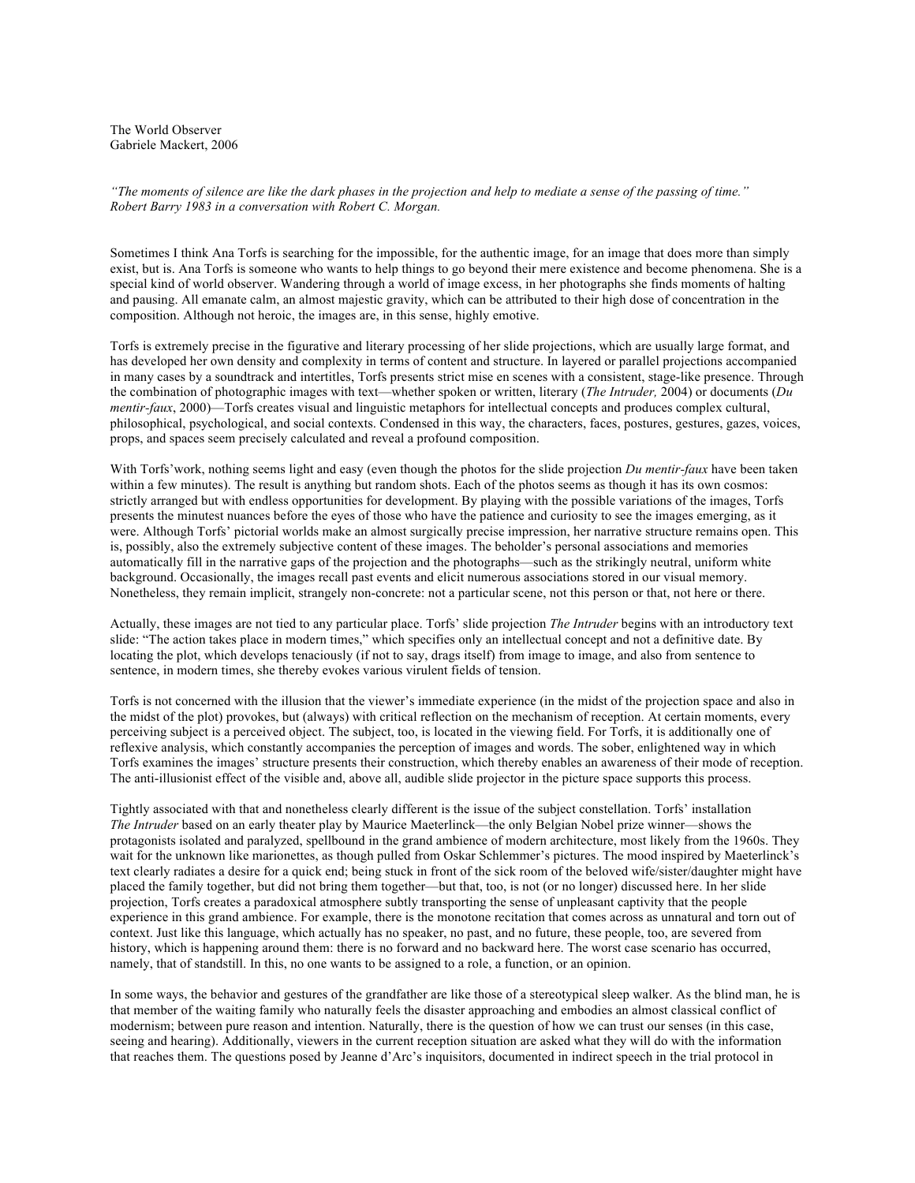The World Observer
Gabriele Mackert, 2006

*"The moments of silence are like the dark phases in the projection and help to mediate a sense of the passing of time."*
*Robert Barry 1983 in a conversation with Robert C. Morgan.*

Sometimes I think Ana Torfs is searching for the impossible, for the authentic image, for an image that does more than simply exist, but is. Ana Torfs is someone who wants to help things to go beyond their mere existence and become phenomena. She is a special kind of world observer. Wandering through a world of image excess, in her photographs she finds moments of halting and pausing. All emanate calm, an almost majestic gravity, which can be attributed to their high dose of concentration in the composition. Although not heroic, the images are, in this sense, highly emotive.

Torfs is extremely precise in the figurative and literary processing of her slide projections, which are usually large format, and has developed her own density and complexity in terms of content and structure. In layered or parallel projections accompanied in many cases by a soundtrack and intertitles, Torfs presents strict mise en scenes with a consistent, stage-like presence. Through the combination of photographic images with text—whether spoken or written, literary (*The Intruder,* 2004) or documents (*Du mentir-faux*, 2000)—Torfs creates visual and linguistic metaphors for intellectual concepts and produces complex cultural, philosophical, psychological, and social contexts. Condensed in this way, the characters, faces, postures, gestures, gazes, voices, props, and spaces seem precisely calculated and reveal a profound composition.

With Torfs'work, nothing seems light and easy (even though the photos for the slide projection *Du mentir-faux* have been taken within a few minutes). The result is anything but random shots. Each of the photos seems as though it has its own cosmos: strictly arranged but with endless opportunities for development. By playing with the possible variations of the images, Torfs presents the minutest nuances before the eyes of those who have the patience and curiosity to see the images emerging, as it were. Although Torfs' pictorial worlds make an almost surgically precise impression, her narrative structure remains open. This is, possibly, also the extremely subjective content of these images. The beholder's personal associations and memories automatically fill in the narrative gaps of the projection and the photographs—such as the strikingly neutral, uniform white background. Occasionally, the images recall past events and elicit numerous associations stored in our visual memory. Nonetheless, they remain implicit, strangely non-concrete: not a particular scene, not this person or that, not here or there.

Actually, these images are not tied to any particular place. Torfs' slide projection *The Intruder* begins with an introductory text slide: "The action takes place in modern times," which specifies only an intellectual concept and not a definitive date. By locating the plot, which develops tenaciously (if not to say, drags itself) from image to image, and also from sentence to sentence, in modern times, she thereby evokes various virulent fields of tension.

Torfs is not concerned with the illusion that the viewer's immediate experience (in the midst of the projection space and also in the midst of the plot) provokes, but (always) with critical reflection on the mechanism of reception. At certain moments, every perceiving subject is a perceived object. The subject, too, is located in the viewing field. For Torfs, it is additionally one of reflexive analysis, which constantly accompanies the perception of images and words. The sober, enlightened way in which Torfs examines the images' structure presents their construction, which thereby enables an awareness of their mode of reception. The anti-illusionist effect of the visible and, above all, audible slide projector in the picture space supports this process.

Tightly associated with that and nonetheless clearly different is the issue of the subject constellation. Torfs' installation *The Intruder* based on an early theater play by Maurice Maeterlinck—the only Belgian Nobel prize winner—shows the protagonists isolated and paralyzed, spellbound in the grand ambience of modern architecture, most likely from the 1960s. They wait for the unknown like marionettes, as though pulled from Oskar Schlemmer's pictures. The mood inspired by Maeterlinck's text clearly radiates a desire for a quick end; being stuck in front of the sick room of the beloved wife/sister/daughter might have placed the family together, but did not bring them together—but that, too, is not (or no longer) discussed here. In her slide projection, Torfs creates a paradoxical atmosphere subtly transporting the sense of unpleasant captivity that the people experience in this grand ambience. For example, there is the monotone recitation that comes across as unnatural and torn out of context. Just like this language, which actually has no speaker, no past, and no future, these people, too, are severed from history, which is happening around them: there is no forward and no backward here. The worst case scenario has occurred, namely, that of standstill. In this, no one wants to be assigned to a role, a function, or an opinion.

In some ways, the behavior and gestures of the grandfather are like those of a stereotypical sleep walker. As the blind man, he is that member of the waiting family who naturally feels the disaster approaching and embodies an almost classical conflict of modernism; between pure reason and intention. Naturally, there is the question of how we can trust our senses (in this case, seeing and hearing). Additionally, viewers in the current reception situation are asked what they will do with the information that reaches them. The questions posed by Jeanne d'Arc's inquisitors, documented in indirect speech in the trial protocol in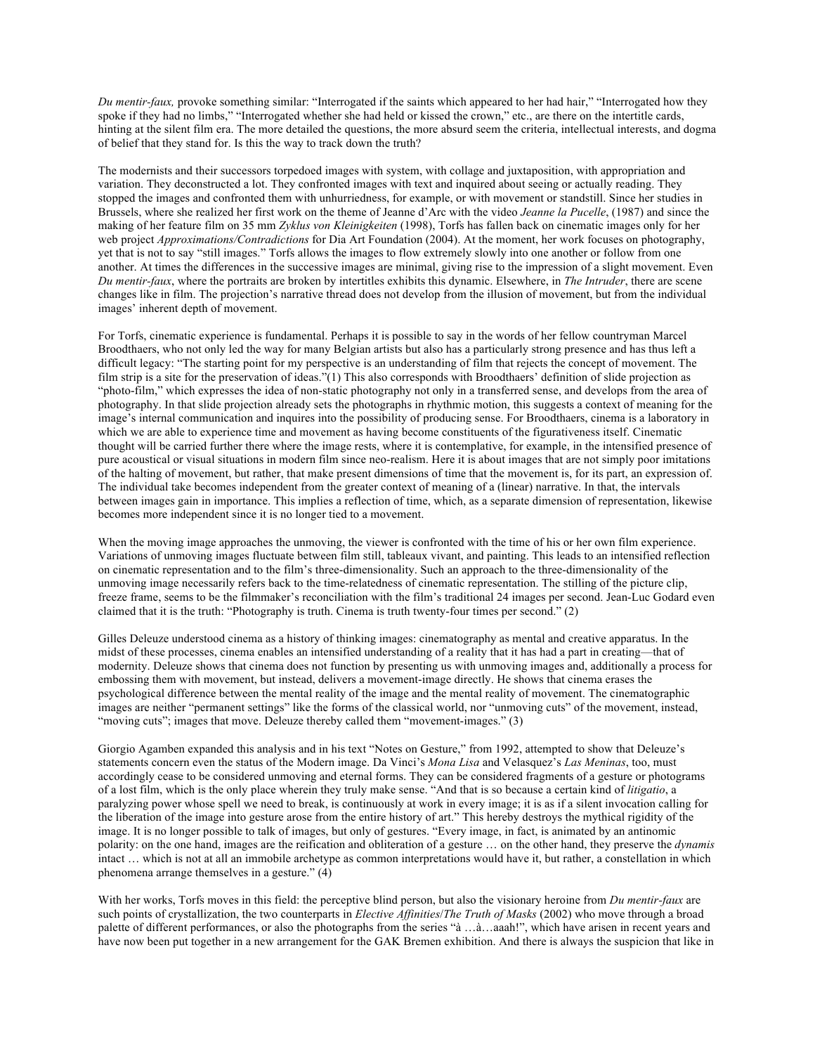*Du mentir-faux,* provoke something similar: "Interrogated if the saints which appeared to her had hair," "Interrogated how they spoke if they had no limbs," "Interrogated whether she had held or kissed the crown," etc., are there on the intertitle cards, hinting at the silent film era. The more detailed the questions, the more absurd seem the criteria, intellectual interests, and dogma of belief that they stand for. Is this the way to track down the truth?

The modernists and their successors torpedoed images with system, with collage and juxtaposition, with appropriation and variation. They deconstructed a lot. They confronted images with text and inquired about seeing or actually reading. They stopped the images and confronted them with unhurriedness, for example, or with movement or standstill. Since her studies in Brussels, where she realized her first work on the theme of Jeanne d'Arc with the video *Jeanne la Pucelle*, (1987) and since the making of her feature film on 35 mm *Zyklus von Kleinigkeiten* (1998), Torfs has fallen back on cinematic images only for her web project *Approximations/Contradictions* for Dia Art Foundation (2004). At the moment, her work focuses on photography, yet that is not to say "still images." Torfs allows the images to flow extremely slowly into one another or follow from one another. At times the differences in the successive images are minimal, giving rise to the impression of a slight movement. Even *Du mentir-faux*, where the portraits are broken by intertitles exhibits this dynamic. Elsewhere, in *The Intruder*, there are scene changes like in film. The projection's narrative thread does not develop from the illusion of movement, but from the individual images' inherent depth of movement.

For Torfs, cinematic experience is fundamental. Perhaps it is possible to say in the words of her fellow countryman Marcel Broodthaers, who not only led the way for many Belgian artists but also has a particularly strong presence and has thus left a difficult legacy: "The starting point for my perspective is an understanding of film that rejects the concept of movement. The film strip is a site for the preservation of ideas."(1) This also corresponds with Broodthaers' definition of slide projection as "photo-film," which expresses the idea of non-static photography not only in a transferred sense, and develops from the area of photography. In that slide projection already sets the photographs in rhythmic motion, this suggests a context of meaning for the image's internal communication and inquires into the possibility of producing sense. For Broodthaers, cinema is a laboratory in which we are able to experience time and movement as having become constituents of the figurativeness itself. Cinematic thought will be carried further there where the image rests, where it is contemplative, for example, in the intensified presence of pure acoustical or visual situations in modern film since neo-realism. Here it is about images that are not simply poor imitations of the halting of movement, but rather, that make present dimensions of time that the movement is, for its part, an expression of. The individual take becomes independent from the greater context of meaning of a (linear) narrative. In that, the intervals between images gain in importance. This implies a reflection of time, which, as a separate dimension of representation, likewise becomes more independent since it is no longer tied to a movement.

When the moving image approaches the unmoving, the viewer is confronted with the time of his or her own film experience. Variations of unmoving images fluctuate between film still, tableaux vivant, and painting. This leads to an intensified reflection on cinematic representation and to the film's three-dimensionality. Such an approach to the three-dimensionality of the unmoving image necessarily refers back to the time-relatedness of cinematic representation. The stilling of the picture clip, freeze frame, seems to be the filmmaker's reconciliation with the film's traditional 24 images per second. Jean-Luc Godard even claimed that it is the truth: "Photography is truth. Cinema is truth twenty-four times per second." (2)

Gilles Deleuze understood cinema as a history of thinking images: cinematography as mental and creative apparatus. In the midst of these processes, cinema enables an intensified understanding of a reality that it has had a part in creating—that of modernity. Deleuze shows that cinema does not function by presenting us with unmoving images and, additionally a process for embossing them with movement, but instead, delivers a movement-image directly. He shows that cinema erases the psychological difference between the mental reality of the image and the mental reality of movement. The cinematographic images are neither "permanent settings" like the forms of the classical world, nor "unmoving cuts" of the movement, instead, "moving cuts"; images that move. Deleuze thereby called them "movement-images." (3)

Giorgio Agamben expanded this analysis and in his text "Notes on Gesture," from 1992, attempted to show that Deleuze's statements concern even the status of the Modern image. Da Vinci's *Mona Lisa* and Velasquez's *Las Meninas*, too, must accordingly cease to be considered unmoving and eternal forms. They can be considered fragments of a gesture or photograms of a lost film, which is the only place wherein they truly make sense. "And that is so because a certain kind of *litigatio*, a paralyzing power whose spell we need to break, is continuously at work in every image; it is as if a silent invocation calling for the liberation of the image into gesture arose from the entire history of art." This hereby destroys the mythical rigidity of the image. It is no longer possible to talk of images, but only of gestures. "Every image, in fact, is animated by an antinomic polarity: on the one hand, images are the reification and obliteration of a gesture … on the other hand, they preserve the *dynamis* intact … which is not at all an immobile archetype as common interpretations would have it, but rather, a constellation in which phenomena arrange themselves in a gesture." (4)

With her works, Torfs moves in this field: the perceptive blind person, but also the visionary heroine from *Du mentir-faux* are such points of crystallization, the two counterparts in *Elective Affinities*/*The Truth of Masks* (2002) who move through a broad palette of different performances, or also the photographs from the series "à …à…aaah!", which have arisen in recent years and have now been put together in a new arrangement for the GAK Bremen exhibition. And there is always the suspicion that like in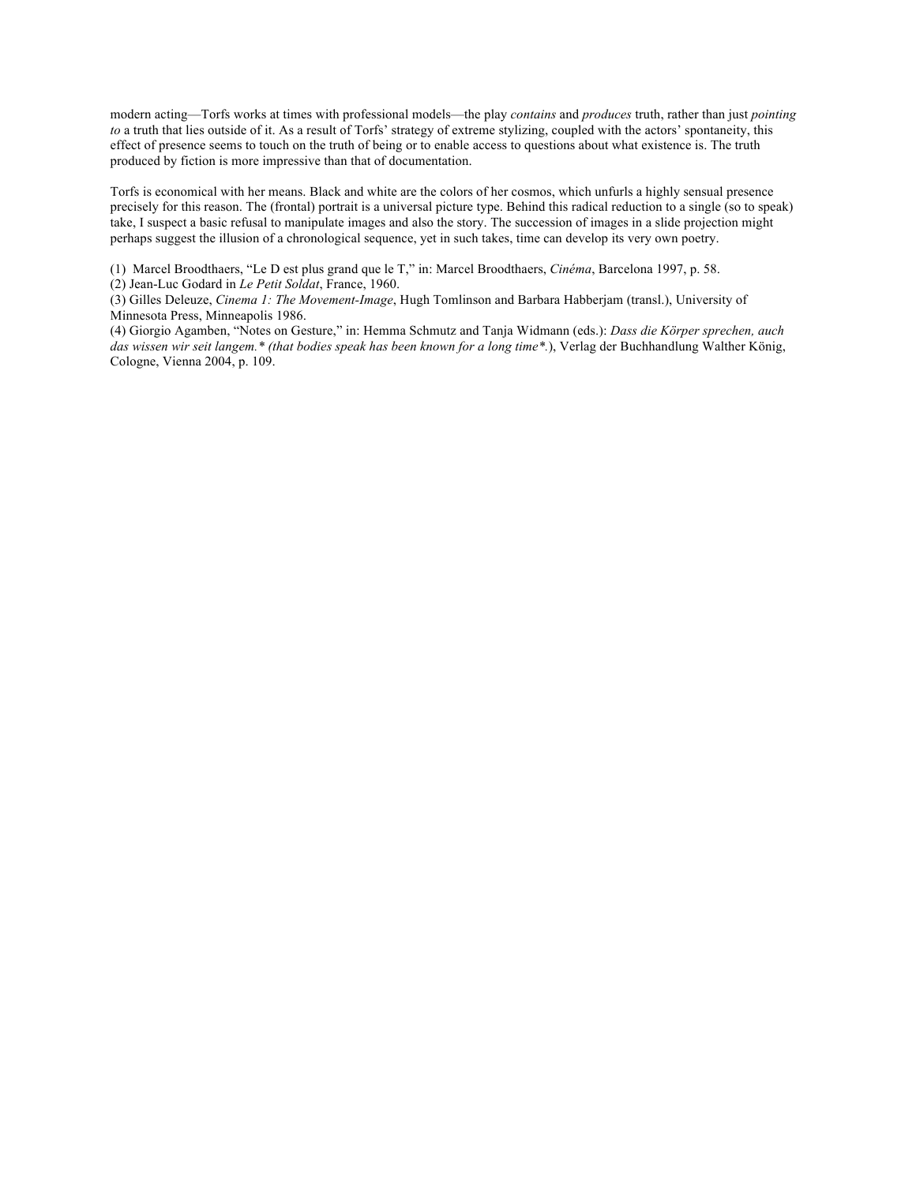modern acting—Torfs works at times with professional models—the play *contains* and *produces* truth, rather than just *pointing to* a truth that lies outside of it. As a result of Torfs' strategy of extreme stylizing, coupled with the actors' spontaneity, this effect of presence seems to touch on the truth of being or to enable access to questions about what existence is. The truth produced by fiction is more impressive than that of documentation.

Torfs is economical with her means. Black and white are the colors of her cosmos, which unfurls a highly sensual presence precisely for this reason. The (frontal) portrait is a universal picture type. Behind this radical reduction to a single (so to speak) take, I suspect a basic refusal to manipulate images and also the story. The succession of images in a slide projection might perhaps suggest the illusion of a chronological sequence, yet in such takes, time can develop its very own poetry.

(1) Marcel Broodthaers, "Le D est plus grand que le T," in: Marcel Broodthaers, *Cinéma*, Barcelona 1997, p. 58.
(2) Jean-Luc Godard in *Le Petit Soldat*, France, 1960.
(3) Gilles Deleuze, *Cinema 1: The Movement-Image*, Hugh Tomlinson and Barbara Habberjam (transl.), University of Minnesota Press, Minneapolis 1986.
(4) Giorgio Agamben, "Notes on Gesture," in: Hemma Schmutz and Tanja Widmann (eds.): *Dass die Körper sprechen, auch das wissen wir seit langem.* (that bodies speak has been known for a long time*.*), Verlag der Buchhandlung Walther König, Cologne, Vienna 2004, p. 109.